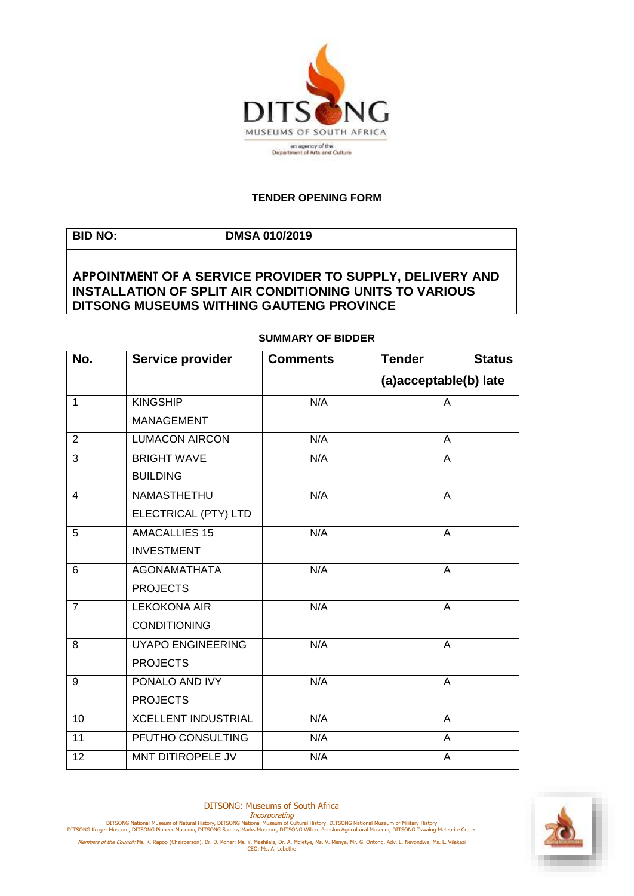DITSONG MUSEUMS OF SOUTH AFRICA

an agency of the Department of Arts and Culture

**TENDER OPENING FORM**

| **BID NO:** | **DMSA 010/2019** |
|---|---|
| | |
| **APPOINTMENT OF A SERVICE PROVIDER TO SUPPLY, DELIVERY AND INSTALLATION OF SPLIT AIR CONDITIONING UNITS TO VARIOUS DITSONG MUSEUMS WITHING GAUTENG PROVINCE** | |

**SUMMARY OF BIDDER**

| No. | Service provider | Comments | Tender Status (a)acceptable(b) late |
|---|---|---|---|
| 1 | KINGSHIP MANAGEMENT | N/A | A |
| 2 | LUMACON AIRCON | N/A | A |
| 3 | BRIGHT WAVE BUILDING | N/A | A |
| 4 | NAMASTHETHU ELECTRICAL (PTY) LTD | N/A | A |
| 5 | AMACALLIES 15 INVESTMENT | N/A | A |
| 6 | AGONAMATHATA PROJECTS | N/A | A |
| 7 | LEKOKONA AIR CONDITIONING | N/A | A |
| 8 | UYAPO ENGINEERING PROJECTS | N/A | A |
| 9 | PONALO AND IVY PROJECTS | N/A | A |
| 10 | XCELLENT INDUSTRIAL | N/A | A |
| 11 | PFUTHO CONSULTING | N/A | A |
| 12 | MNT DITIROPELE JV | N/A | A |

DITSONG: Museums of South Africa
*Incorporating*
DITSONG National Museum of Natural History, DITSONG National Museum of Cultural History, DITSONG National Museum of Military History
DITSONG Kruger Museum, DITSONG Pioneer Museum, DITSONG Sammy Marks Museum, DITSONG Willem Prinsloo Agricultural Museum, DITSONG Tswaing Meteorite Crater

*Members of the Council:* Ms. K. Rapoo (Chairperson), Dr. D. Konar; Ms. Y. Mashilela, Dr. A. Mdletye, Ms. V. Menye, Mr. G. Ontong, Adv. L. Nevondwe, Ms. L. Vilakazi
CEO: Ms. A. Lebethe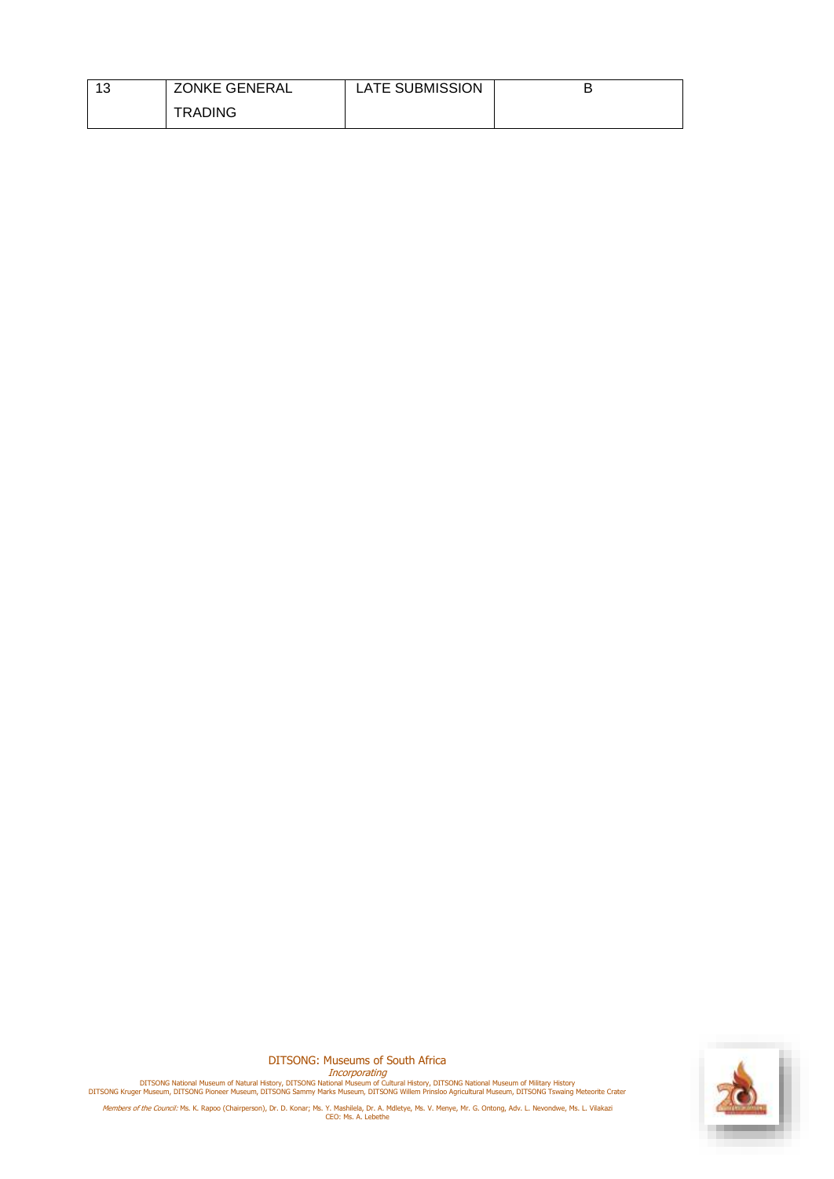| | | | |
|---|---|---|---|
| 13 | ZONKE GENERAL TRADING | LATE SUBMISSION | B |